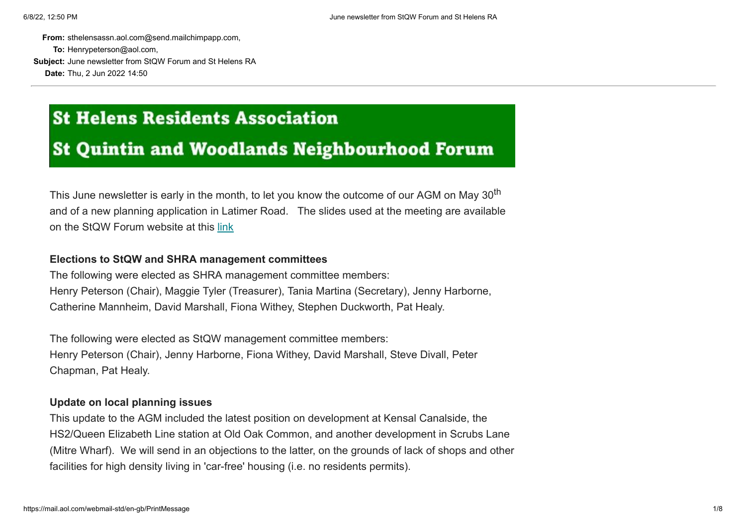**From:** sthelensassn.aol.com@send.mailchimpapp.com,
**To:** Henrypeterson@aol.com,
**Subject:** June newsletter from StQW Forum and St Helens RA
**Date:** Thu, 2 Jun 2022 14:50

---

# St Helens Residents Association
# St Quintin and Woodlands Neighbourhood Forum

This June newsletter is early in the month, to let you know the outcome of our AGM on May 30th and of a new planning application in Latimer Road. The slides used at the meeting are available on the StQW Forum website at this link

**Elections to StQW and SHRA management committees**

The following were elected as SHRA management committee members:
Henry Peterson (Chair), Maggie Tyler (Treasurer), Tania Martina (Secretary), Jenny Harborne, Catherine Mannheim, David Marshall, Fiona Withey, Stephen Duckworth, Pat Healy.

The following were elected as StQW management committee members:
Henry Peterson (Chair), Jenny Harborne, Fiona Withey, David Marshall, Steve Divall, Peter Chapman, Pat Healy.

**Update on local planning issues**

This update to the AGM included the latest position on development at Kensal Canalside, the HS2/Queen Elizabeth Line station at Old Oak Common, and another development in Scrubs Lane (Mitre Wharf). We will send in an objections to the latter, on the grounds of lack of shops and other facilities for high density living in 'car-free' housing (i.e. no residents permits).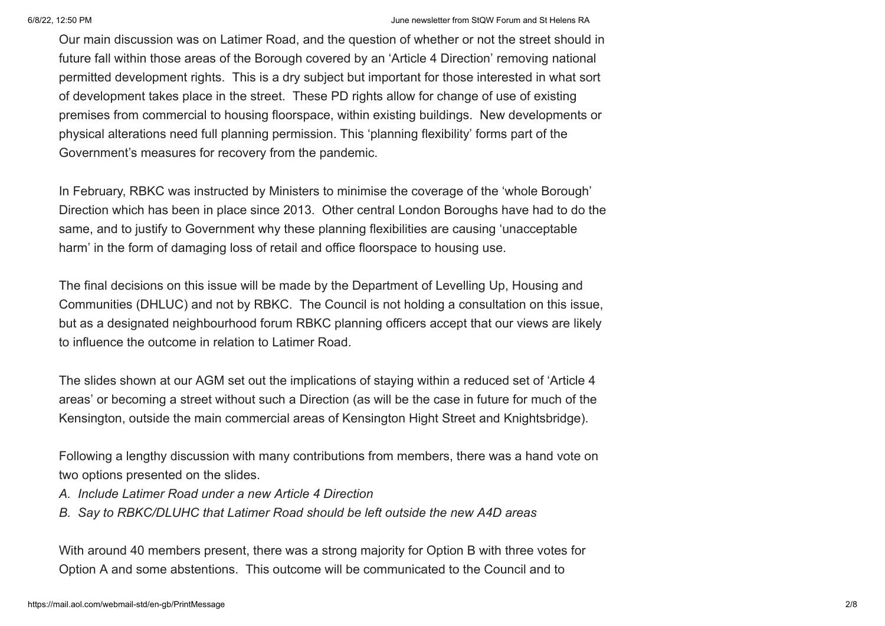Our main discussion was on Latimer Road, and the question of whether or not the street should in future fall within those areas of the Borough covered by an 'Article 4 Direction' removing national permitted development rights. This is a dry subject but important for those interested in what sort of development takes place in the street. These PD rights allow for change of use of existing premises from commercial to housing floorspace, within existing buildings. New developments or physical alterations need full planning permission. This 'planning flexibility' forms part of the Government's measures for recovery from the pandemic.

In February, RBKC was instructed by Ministers to minimise the coverage of the 'whole Borough' Direction which has been in place since 2013. Other central London Boroughs have had to do the same, and to justify to Government why these planning flexibilities are causing 'unacceptable harm' in the form of damaging loss of retail and office floorspace to housing use.

The final decisions on this issue will be made by the Department of Levelling Up, Housing and Communities (DHLUC) and not by RBKC. The Council is not holding a consultation on this issue, but as a designated neighbourhood forum RBKC planning officers accept that our views are likely to influence the outcome in relation to Latimer Road.

The slides shown at our AGM set out the implications of staying within a reduced set of 'Article 4 areas' or becoming a street without such a Direction (as will be the case in future for much of the Kensington, outside the main commercial areas of Kensington Hight Street and Knightsbridge).

Following a lengthy discussion with many contributions from members, there was a hand vote on two options presented on the slides.

*A. Include Latimer Road under a new Article 4 Direction*

*B. Say to RBKC/DLUHC that Latimer Road should be left outside the new A4D areas*

With around 40 members present, there was a strong majority for Option B with three votes for Option A and some abstentions. This outcome will be communicated to the Council and to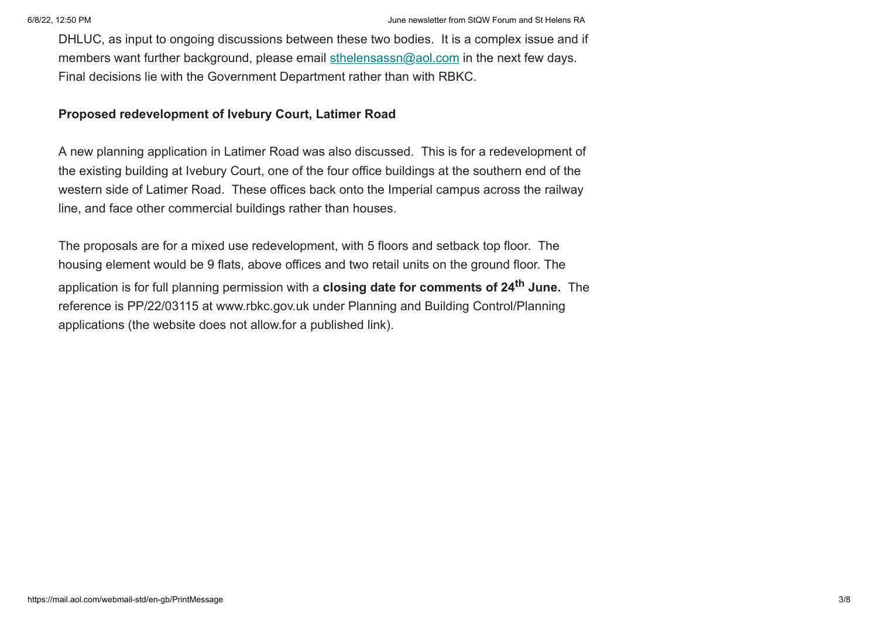DHLUC, as input to ongoing discussions between these two bodies. It is a complex issue and if members want further background, please email sthelensassn@aol.com in the next few days. Final decisions lie with the Government Department rather than with RBKC.

**Proposed redevelopment of Ivebury Court, Latimer Road**

A new planning application in Latimer Road was also discussed. This is for a redevelopment of the existing building at Ivebury Court, one of the four office buildings at the southern end of the western side of Latimer Road. These offices back onto the Imperial campus across the railway line, and face other commercial buildings rather than houses.

The proposals are for a mixed use redevelopment, with 5 floors and setback top floor. The housing element would be 9 flats, above offices and two retail units on the ground floor. The application is for full planning permission with a **closing date for comments of 24th June.** The reference is PP/22/03115 at www.rbkc.gov.uk under Planning and Building Control/Planning applications (the website does not allow.for a published link).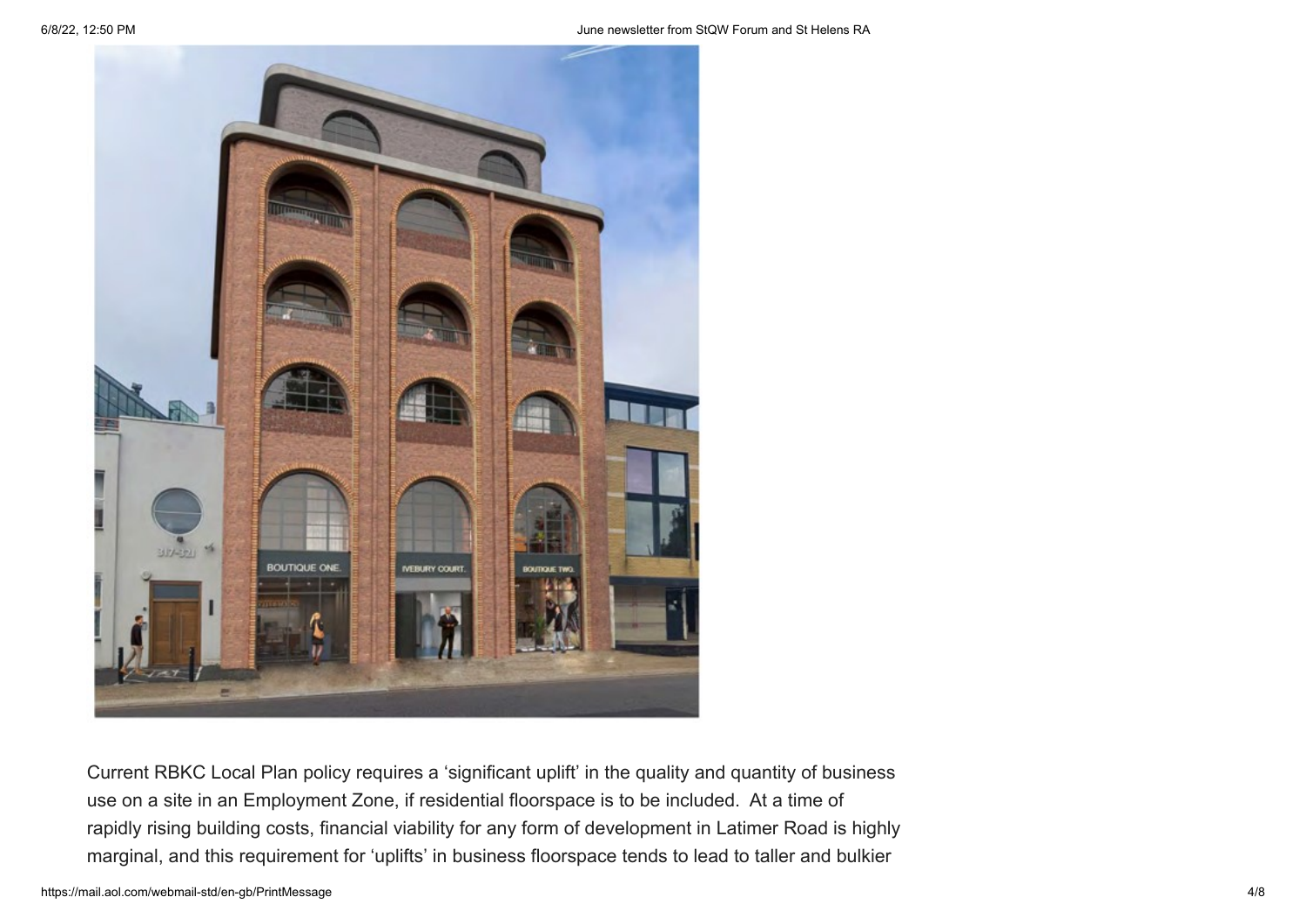Current RBKC Local Plan policy requires a 'significant uplift' in the quality and quantity of business use on a site in an Employment Zone, if residential floorspace is to be included. At a time of rapidly rising building costs, financial viability for any form of development in Latimer Road is highly marginal, and this requirement for 'uplifts' in business floorspace tends to lead to taller and bulkier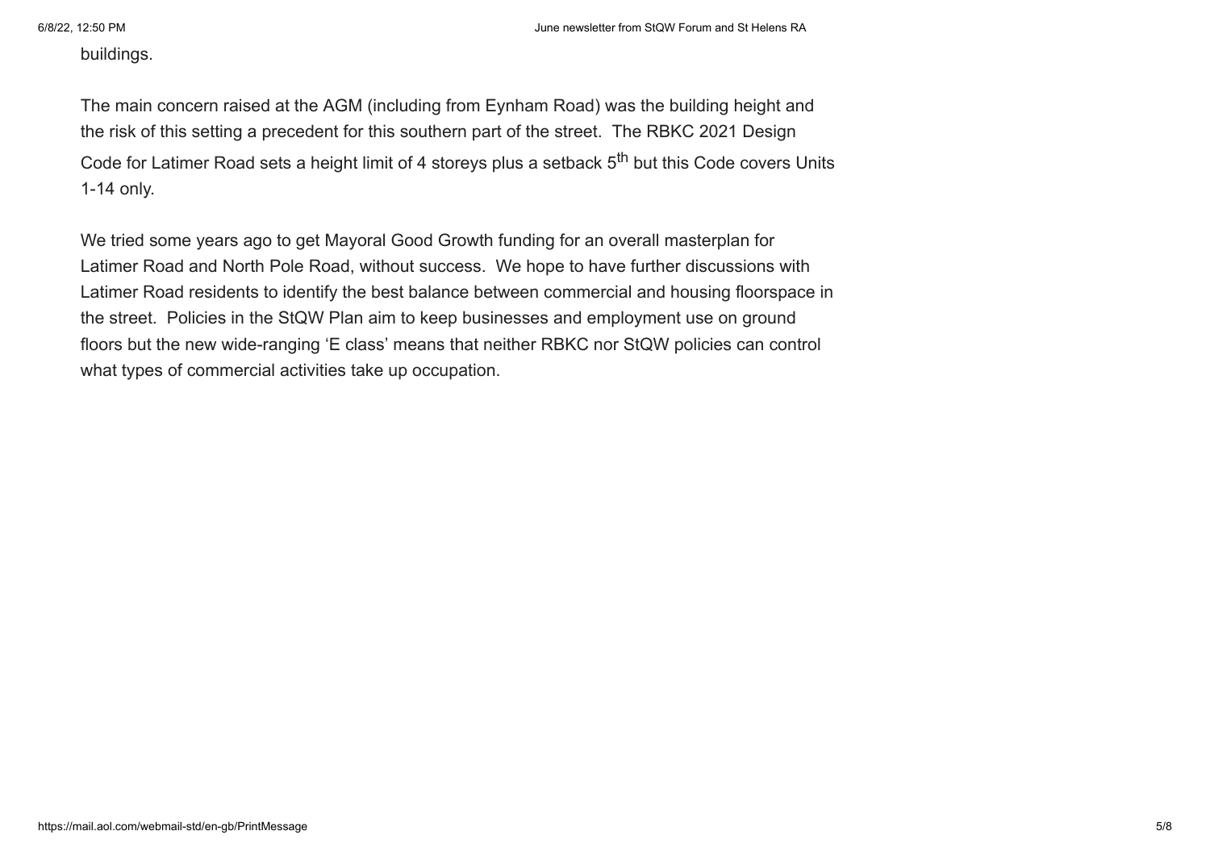buildings.

The main concern raised at the AGM (including from Eynham Road) was the building height and the risk of this setting a precedent for this southern part of the street. The RBKC 2021 Design Code for Latimer Road sets a height limit of 4 storeys plus a setback 5th but this Code covers Units 1-14 only.

We tried some years ago to get Mayoral Good Growth funding for an overall masterplan for Latimer Road and North Pole Road, without success. We hope to have further discussions with Latimer Road residents to identify the best balance between commercial and housing floorspace in the street. Policies in the StQW Plan aim to keep businesses and employment use on ground floors but the new wide-ranging 'E class' means that neither RBKC nor StQW policies can control what types of commercial activities take up occupation.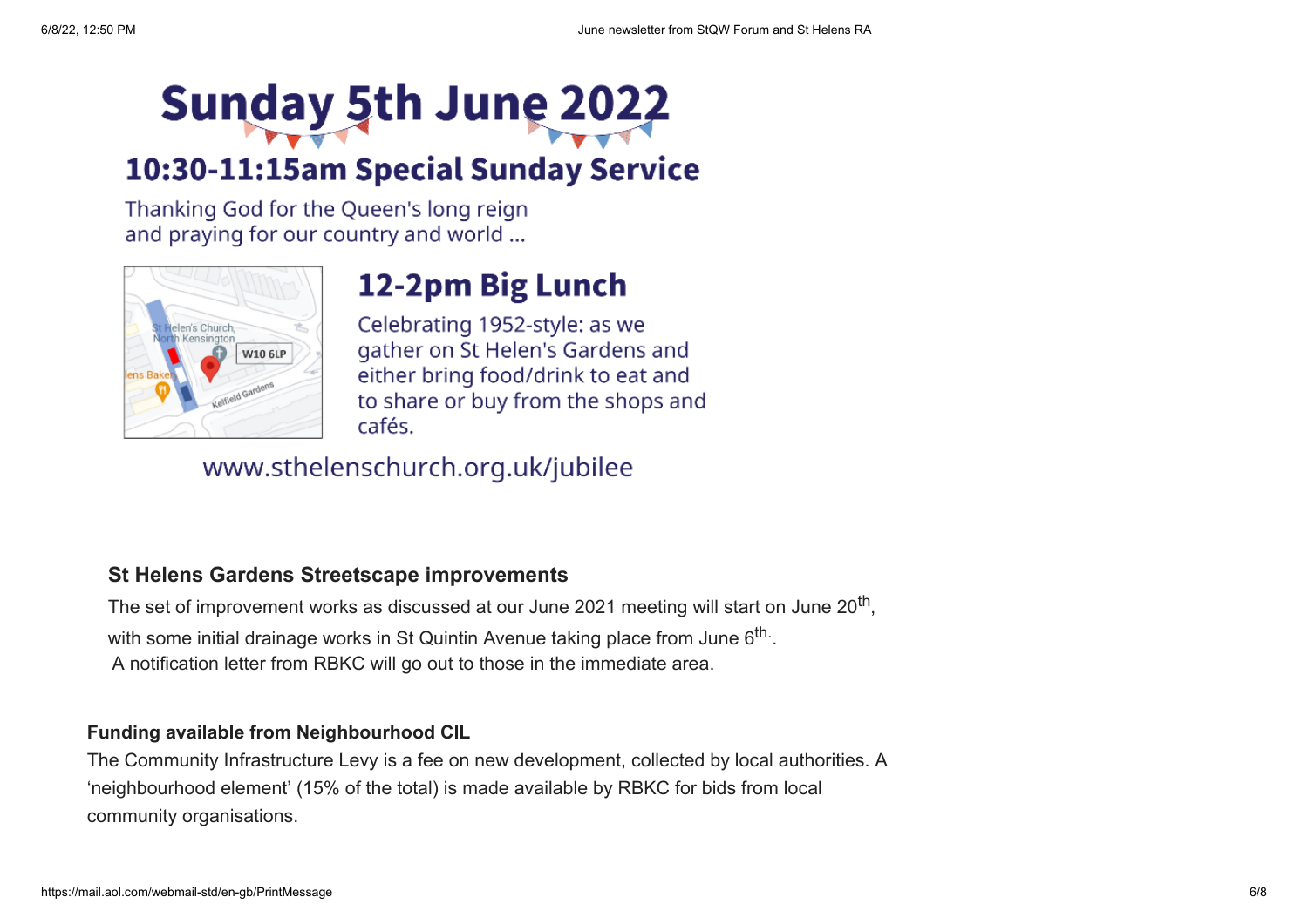# Sunday 5th June 2022

## 10:30-11:15am Special Sunday Service

Thanking God for the Queen's long reign
and praying for our country and world ...

## 12-2pm Big Lunch

Celebrating 1952-style: as we gather on St Helen's Gardens and either bring food/drink to eat and to share or buy from the shops and cafés.

www.sthelenschurch.org.uk/jubilee

### St Helens Gardens Streetscape improvements

The set of improvement works as discussed at our June 2021 meeting will start on June 20th, with some initial drainage works in St Quintin Avenue taking place from June 6th.

A notification letter from RBKC will go out to those in the immediate area.

**Funding available from Neighbourhood CIL**

The Community Infrastructure Levy is a fee on new development, collected by local authorities. A 'neighbourhood element' (15% of the total) is made available by RBKC for bids from local community organisations.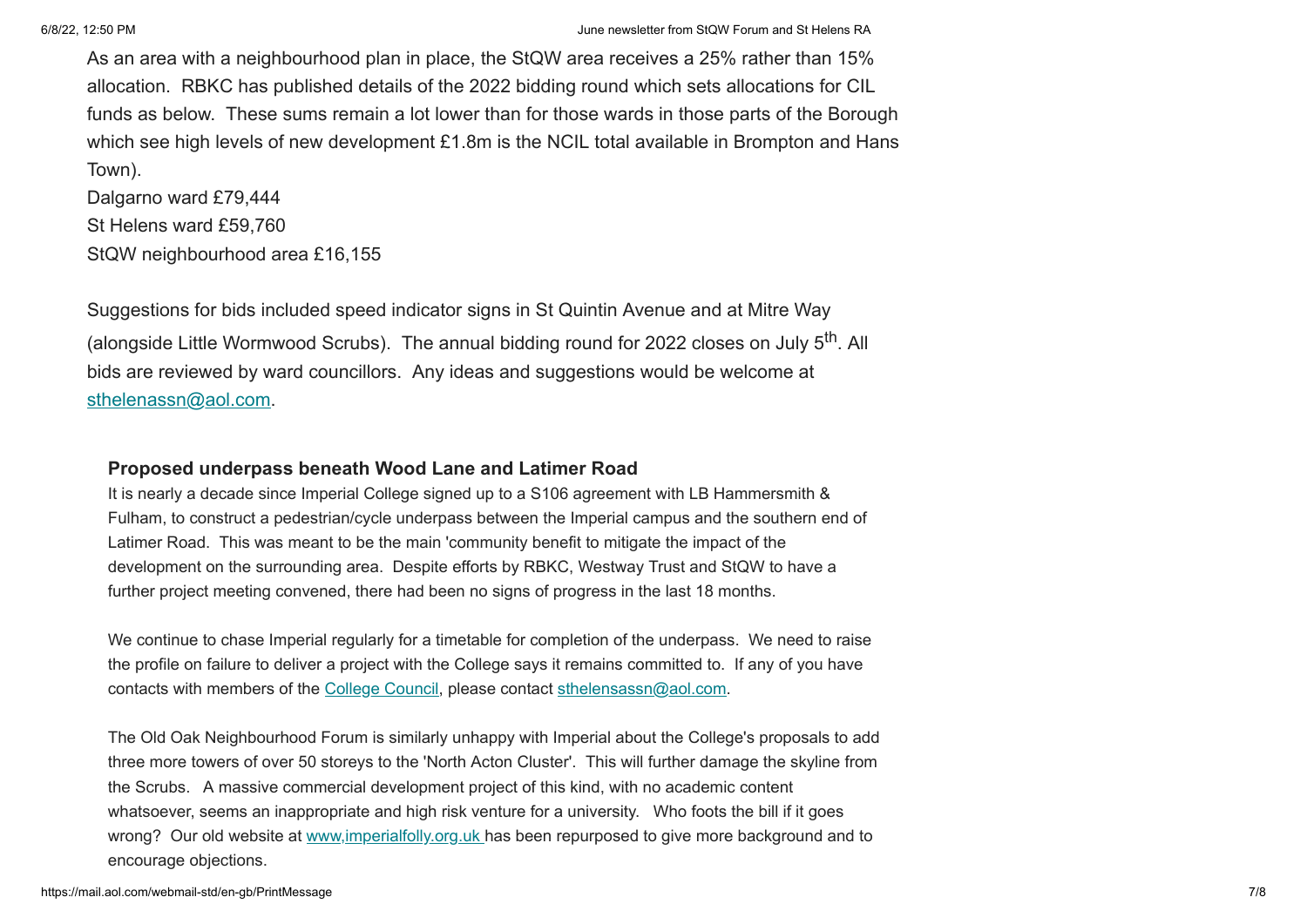As an area with a neighbourhood plan in place, the StQW area receives a 25% rather than 15% allocation. RBKC has published details of the 2022 bidding round which sets allocations for CIL funds as below. These sums remain a lot lower than for those wards in those parts of the Borough which see high levels of new development £1.8m is the NCIL total available in Brompton and Hans Town).

Dalgarno ward £79,444  
St Helens ward £59,760  
StQW neighbourhood area £16,155

Suggestions for bids included speed indicator signs in St Quintin Avenue and at Mitre Way (alongside Little Wormwood Scrubs). The annual bidding round for 2022 closes on July 5th. All bids are reviewed by ward councillors. Any ideas and suggestions would be welcome at sthelenassn@aol.com.

**Proposed underpass beneath Wood Lane and Latimer Road**

It is nearly a decade since Imperial College signed up to a S106 agreement with LB Hammersmith & Fulham, to construct a pedestrian/cycle underpass between the Imperial campus and the southern end of Latimer Road. This was meant to be the main 'community benefit to mitigate the impact of the development on the surrounding area. Despite efforts by RBKC, Westway Trust and StQW to have a further project meeting convened, there had been no signs of progress in the last 18 months.

We continue to chase Imperial regularly for a timetable for completion of the underpass. We need to raise the profile on failure to deliver a project with the College says it remains committed to. If any of you have contacts with members of the College Council, please contact sthelensassn@aol.com.

The Old Oak Neighbourhood Forum is similarly unhappy with Imperial about the College's proposals to add three more towers of over 50 storeys to the 'North Acton Cluster'. This will further damage the skyline from the Scrubs. A massive commercial development project of this kind, with no academic content whatsoever, seems an inappropriate and high risk venture for a university. Who foots the bill if it goes wrong? Our old website at www,imperialfolly.org.uk has been repurposed to give more background and to encourage objections.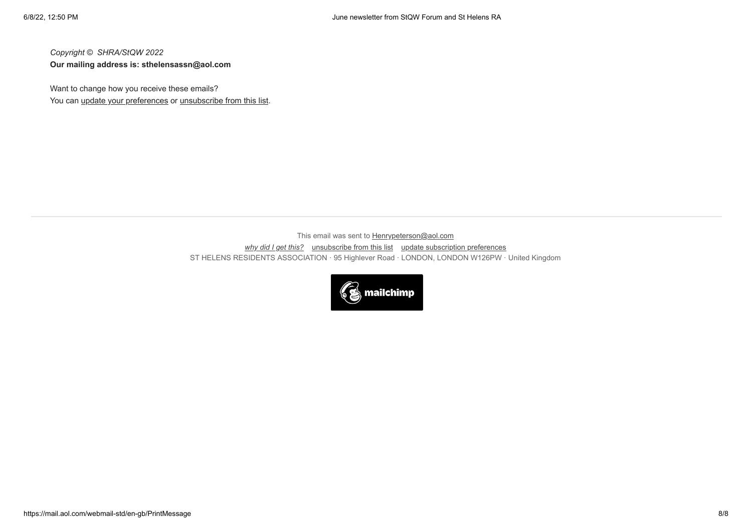*Copyright © SHRA/StQW 2022*
**Our mailing address is: sthelensassn@aol.com**

Want to change how you receive these emails?
You can update your preferences or unsubscribe from this list.

---

This email was sent to Henrypeterson@aol.com
*why did I get this?* unsubscribe from this list update subscription preferences
ST HELENS RESIDENTS ASSOCIATION · 95 Highlever Road · LONDON, LONDON W126PW · United Kingdom

mailchimp